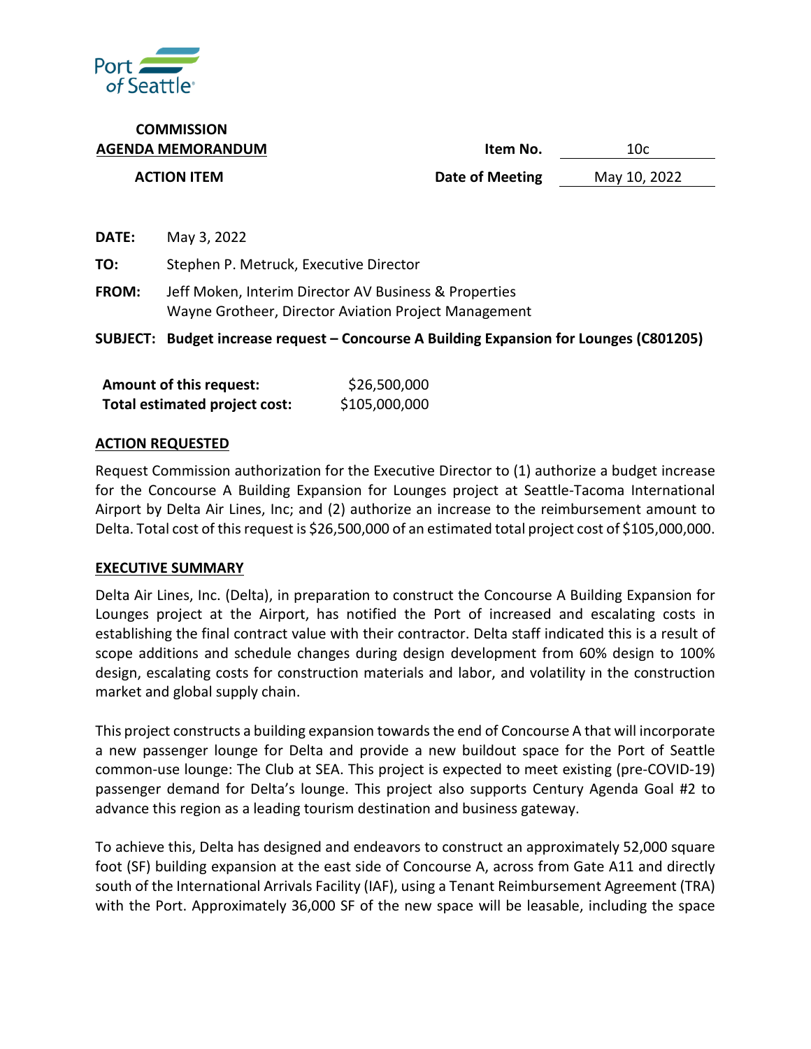Port of Seattle

**COMMISSION**
**AGENDA MEMORANDUM**
**ACTION ITEM**

**Item No.** 10c
**Date of Meeting** May 10, 2022

**DATE:** May 3, 2022

**TO:** Stephen P. Metruck, Executive Director

**FROM:** Jeff Moken, Interim Director AV Business & Properties
Wayne Grotheer, Director Aviation Project Management

**SUBJECT: Budget increase request – Concourse A Building Expansion for Lounges (C801205)**

| | |
|---|---|
| **Amount of this request:** | $26,500,000 |
| **Total estimated project cost:** | $105,000,000 |

## ACTION REQUESTED

Request Commission authorization for the Executive Director to (1) authorize a budget increase for the Concourse A Building Expansion for Lounges project at Seattle-Tacoma International Airport by Delta Air Lines, Inc; and (2) authorize an increase to the reimbursement amount to Delta. Total cost of this request is $26,500,000 of an estimated total project cost of $105,000,000.

## EXECUTIVE SUMMARY

Delta Air Lines, Inc. (Delta), in preparation to construct the Concourse A Building Expansion for Lounges project at the Airport, has notified the Port of increased and escalating costs in establishing the final contract value with their contractor. Delta staff indicated this is a result of scope additions and schedule changes during design development from 60% design to 100% design, escalating costs for construction materials and labor, and volatility in the construction market and global supply chain.

This project constructs a building expansion towards the end of Concourse A that will incorporate a new passenger lounge for Delta and provide a new buildout space for the Port of Seattle common-use lounge: The Club at SEA. This project is expected to meet existing (pre-COVID-19) passenger demand for Delta's lounge. This project also supports Century Agenda Goal #2 to advance this region as a leading tourism destination and business gateway.

To achieve this, Delta has designed and endeavors to construct an approximately 52,000 square foot (SF) building expansion at the east side of Concourse A, across from Gate A11 and directly south of the International Arrivals Facility (IAF), using a Tenant Reimbursement Agreement (TRA) with the Port. Approximately 36,000 SF of the new space will be leasable, including the space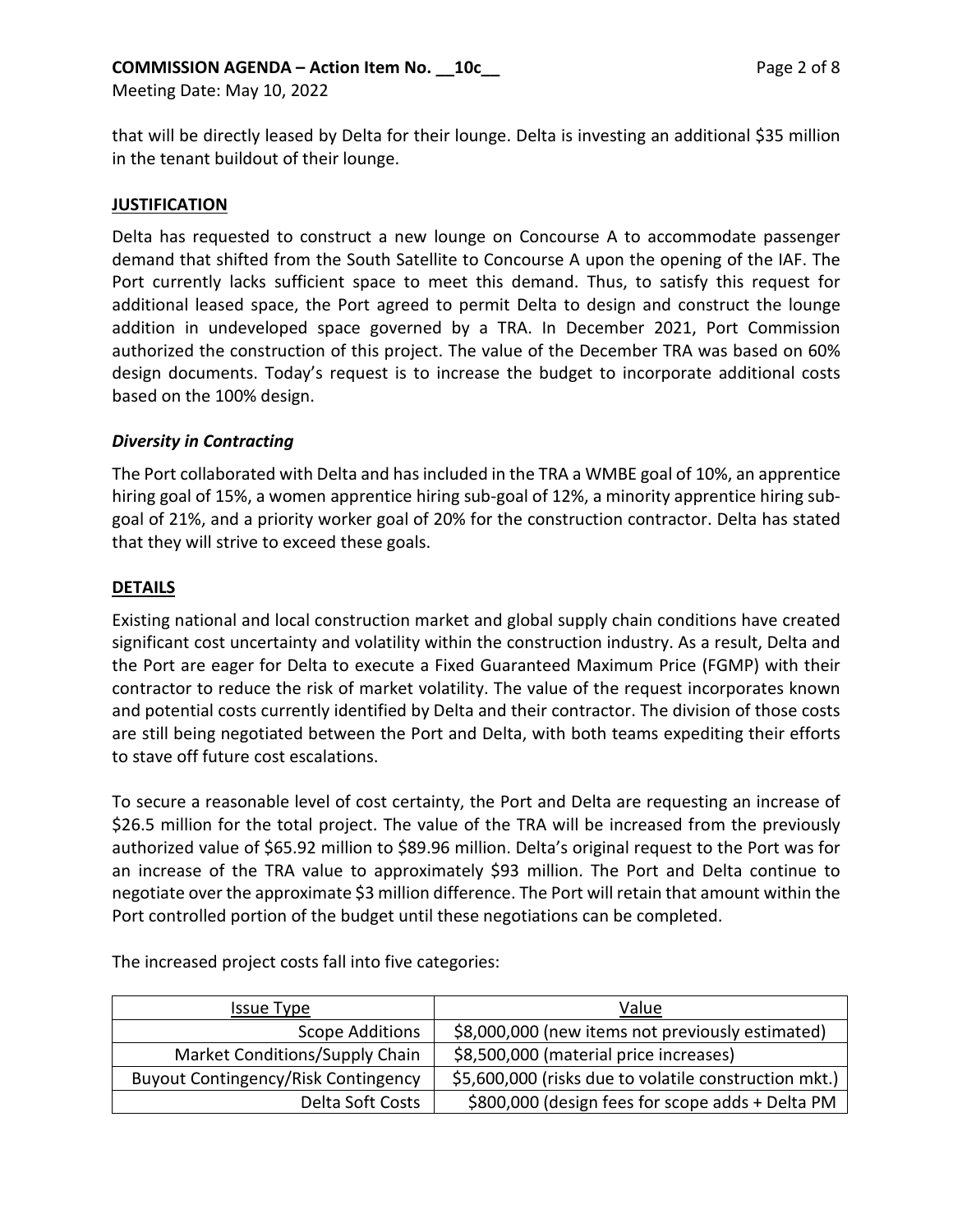that will be directly leased by Delta for their lounge. Delta is investing an additional $35 million in the tenant buildout of their lounge.

**JUSTIFICATION**

Delta has requested to construct a new lounge on Concourse A to accommodate passenger demand that shifted from the South Satellite to Concourse A upon the opening of the IAF. The Port currently lacks sufficient space to meet this demand. Thus, to satisfy this request for additional leased space, the Port agreed to permit Delta to design and construct the lounge addition in undeveloped space governed by a TRA. In December 2021, Port Commission authorized the construction of this project. The value of the December TRA was based on 60% design documents. Today's request is to increase the budget to incorporate additional costs based on the 100% design.

***Diversity in Contracting***

The Port collaborated with Delta and has included in the TRA a WMBE goal of 10%, an apprentice hiring goal of 15%, a women apprentice hiring sub-goal of 12%, a minority apprentice hiring sub-goal of 21%, and a priority worker goal of 20% for the construction contractor. Delta has stated that they will strive to exceed these goals.

**DETAILS**

Existing national and local construction market and global supply chain conditions have created significant cost uncertainty and volatility within the construction industry. As a result, Delta and the Port are eager for Delta to execute a Fixed Guaranteed Maximum Price (FGMP) with their contractor to reduce the risk of market volatility. The value of the request incorporates known and potential costs currently identified by Delta and their contractor. The division of those costs are still being negotiated between the Port and Delta, with both teams expediting their efforts to stave off future cost escalations.

To secure a reasonable level of cost certainty, the Port and Delta are requesting an increase of $26.5 million for the total project. The value of the TRA will be increased from the previously authorized value of $65.92 million to $89.96 million. Delta's original request to the Port was for an increase of the TRA value to approximately $93 million. The Port and Delta continue to negotiate over the approximate $3 million difference. The Port will retain that amount within the Port controlled portion of the budget until these negotiations can be completed.

The increased project costs fall into five categories:

| Issue Type | Value |
|---:|---|
| Scope Additions | $8,000,000 (new items not previously estimated) |
| Market Conditions/Supply Chain | $8,500,000 (material price increases) |
| Buyout Contingency/Risk Contingency | $5,600,000 (risks due to volatile construction mkt.) |
| Delta Soft Costs | $800,000 (design fees for scope adds + Delta PM |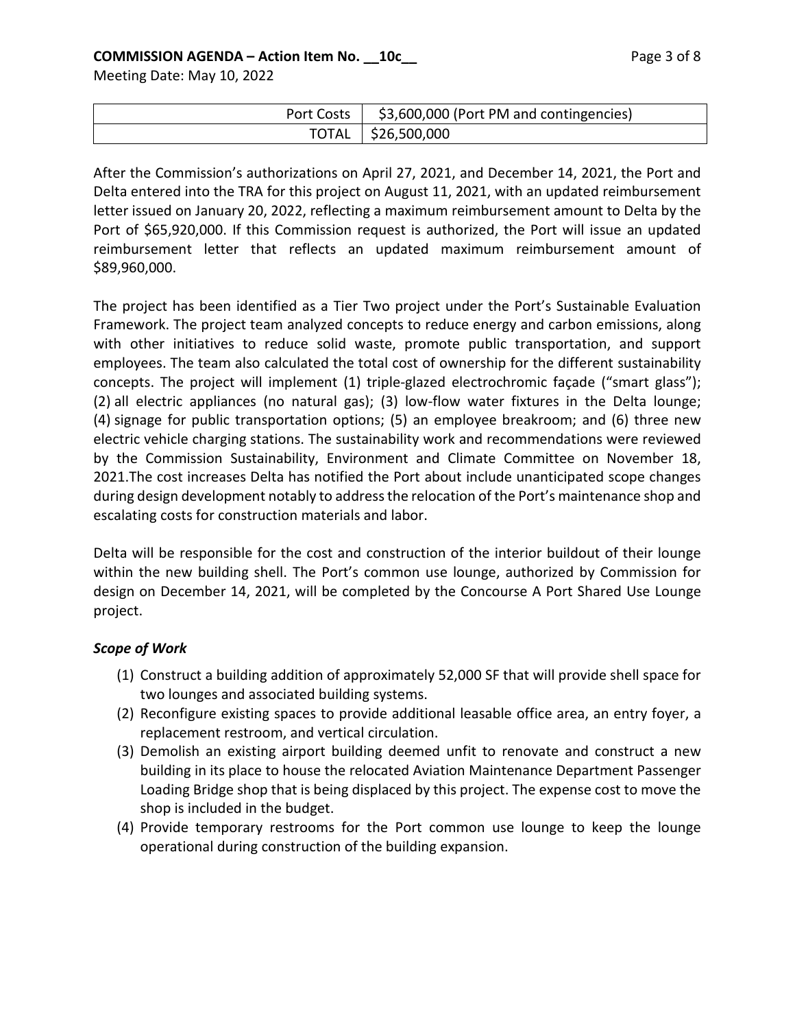| | |
|---|---|
| Port Costs | $3,600,000 (Port PM and contingencies) |
| TOTAL | $26,500,000 |

After the Commission's authorizations on April 27, 2021, and December 14, 2021, the Port and Delta entered into the TRA for this project on August 11, 2021, with an updated reimbursement letter issued on January 20, 2022, reflecting a maximum reimbursement amount to Delta by the Port of $65,920,000. If this Commission request is authorized, the Port will issue an updated reimbursement letter that reflects an updated maximum reimbursement amount of $89,960,000.

The project has been identified as a Tier Two project under the Port's Sustainable Evaluation Framework. The project team analyzed concepts to reduce energy and carbon emissions, along with other initiatives to reduce solid waste, promote public transportation, and support employees. The team also calculated the total cost of ownership for the different sustainability concepts. The project will implement (1) triple-glazed electrochromic façade ("smart glass"); (2) all electric appliances (no natural gas); (3) low-flow water fixtures in the Delta lounge; (4) signage for public transportation options; (5) an employee breakroom; and (6) three new electric vehicle charging stations. The sustainability work and recommendations were reviewed by the Commission Sustainability, Environment and Climate Committee on November 18, 2021.The cost increases Delta has notified the Port about include unanticipated scope changes during design development notably to address the relocation of the Port's maintenance shop and escalating costs for construction materials and labor.

Delta will be responsible for the cost and construction of the interior buildout of their lounge within the new building shell. The Port's common use lounge, authorized by Commission for design on December 14, 2021, will be completed by the Concourse A Port Shared Use Lounge project.

***Scope of Work***

(1) Construct a building addition of approximately 52,000 SF that will provide shell space for two lounges and associated building systems.
(2) Reconfigure existing spaces to provide additional leasable office area, an entry foyer, a replacement restroom, and vertical circulation.
(3) Demolish an existing airport building deemed unfit to renovate and construct a new building in its place to house the relocated Aviation Maintenance Department Passenger Loading Bridge shop that is being displaced by this project. The expense cost to move the shop is included in the budget.
(4) Provide temporary restrooms for the Port common use lounge to keep the lounge operational during construction of the building expansion.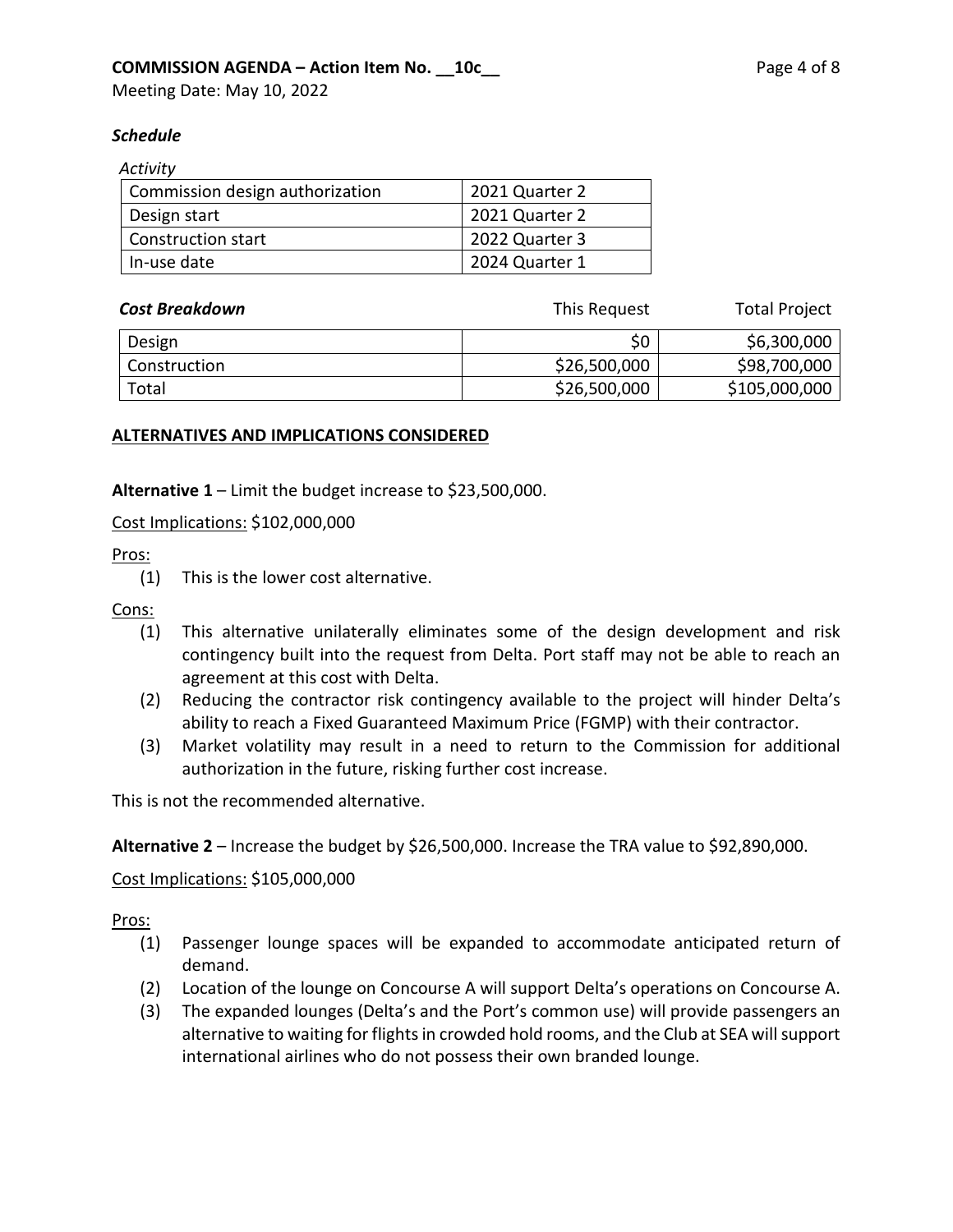***Schedule***

| *Activity* | |
|---|---|
| Commission design authorization | 2021 Quarter 2 |
| Design start | 2021 Quarter 2 |
| Construction start | 2022 Quarter 3 |
| In-use date | 2024 Quarter 1 |

| ***Cost Breakdown*** | This Request | Total Project |
|---|---|---|
| Design | $0 | $6,300,000 |
| Construction | $26,500,000 | $98,700,000 |
| Total | $26,500,000 | $105,000,000 |

**ALTERNATIVES AND IMPLICATIONS CONSIDERED**

**Alternative 1** – Limit the budget increase to $23,500,000.

Cost Implications: $102,000,000

Pros:

(1) This is the lower cost alternative.

Cons:

(1) This alternative unilaterally eliminates some of the design development and risk contingency built into the request from Delta. Port staff may not be able to reach an agreement at this cost with Delta.

(2) Reducing the contractor risk contingency available to the project will hinder Delta's ability to reach a Fixed Guaranteed Maximum Price (FGMP) with their contractor.

(3) Market volatility may result in a need to return to the Commission for additional authorization in the future, risking further cost increase.

This is not the recommended alternative.

**Alternative 2** – Increase the budget by $26,500,000. Increase the TRA value to $92,890,000.

Cost Implications: $105,000,000

Pros:

(1) Passenger lounge spaces will be expanded to accommodate anticipated return of demand.

(2) Location of the lounge on Concourse A will support Delta's operations on Concourse A.

(3) The expanded lounges (Delta's and the Port's common use) will provide passengers an alternative to waiting for flights in crowded hold rooms, and the Club at SEA will support international airlines who do not possess their own branded lounge.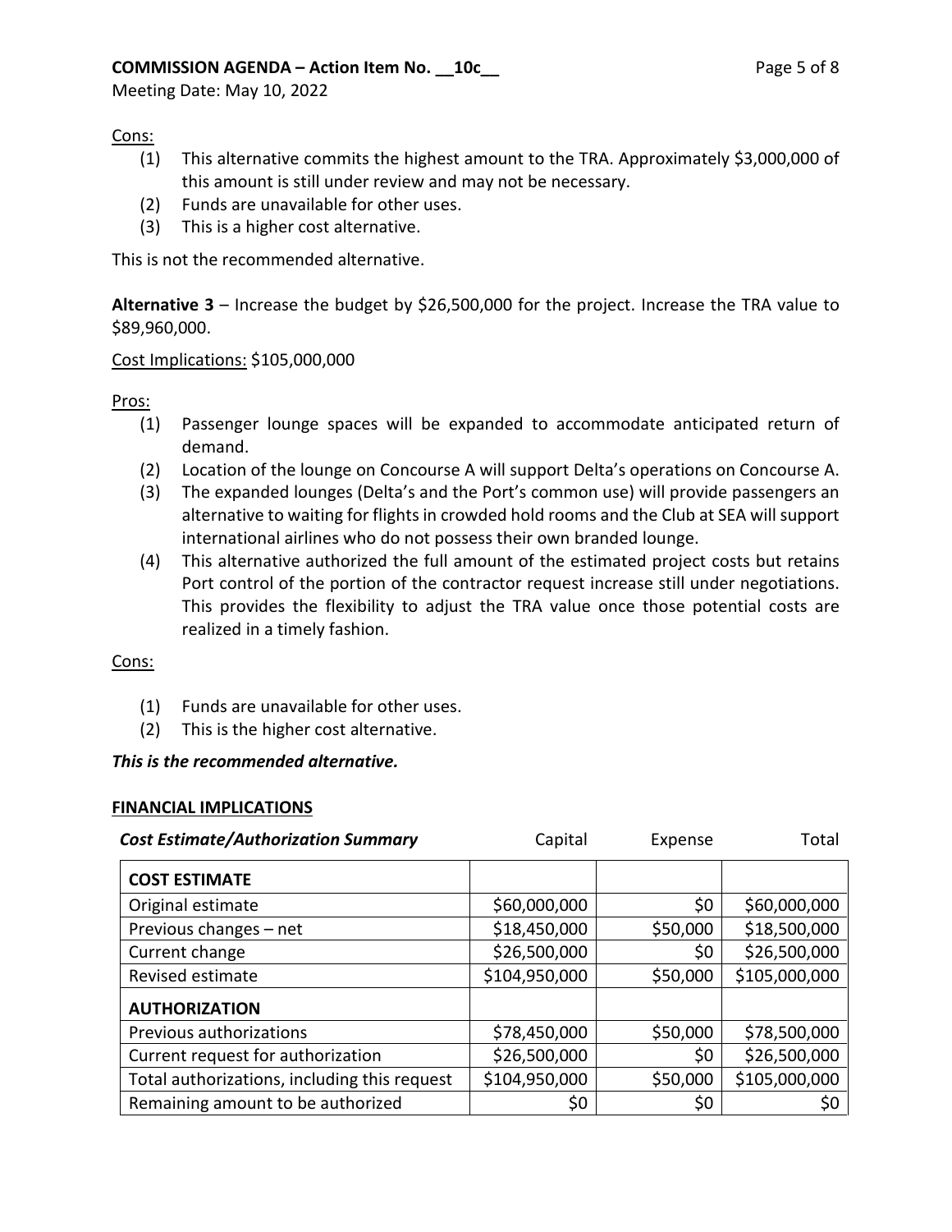Cons:

1. This alternative commits the highest amount to the TRA. Approximately $3,000,000 of this amount is still under review and may not be necessary.
2. Funds are unavailable for other uses.
3. This is a higher cost alternative.

This is not the recommended alternative.

**Alternative 3** – Increase the budget by $26,500,000 for the project. Increase the TRA value to $89,960,000.

Cost Implications: $105,000,000

Pros:

1. Passenger lounge spaces will be expanded to accommodate anticipated return of demand.
2. Location of the lounge on Concourse A will support Delta's operations on Concourse A.
3. The expanded lounges (Delta's and the Port's common use) will provide passengers an alternative to waiting for flights in crowded hold rooms and the Club at SEA will support international airlines who do not possess their own branded lounge.
4. This alternative authorized the full amount of the estimated project costs but retains Port control of the portion of the contractor request increase still under negotiations. This provides the flexibility to adjust the TRA value once those potential costs are realized in a timely fashion.

Cons:

1. Funds are unavailable for other uses.
2. This is the higher cost alternative.

***This is the recommended alternative.***

## FINANCIAL IMPLICATIONS

| *Cost Estimate/Authorization Summary* | Capital | Expense | Total |
|---|---|---|---|
| **COST ESTIMATE** | | | |
| Original estimate | $60,000,000 | $0 | $60,000,000 |
| Previous changes – net | $18,450,000 | $50,000 | $18,500,000 |
| Current change | $26,500,000 | $0 | $26,500,000 |
| Revised estimate | $104,950,000 | $50,000 | $105,000,000 |
| **AUTHORIZATION** | | | |
| Previous authorizations | $78,450,000 | $50,000 | $78,500,000 |
| Current request for authorization | $26,500,000 | $0 | $26,500,000 |
| Total authorizations, including this request | $104,950,000 | $50,000 | $105,000,000 |
| Remaining amount to be authorized | $0 | $0 | $0 |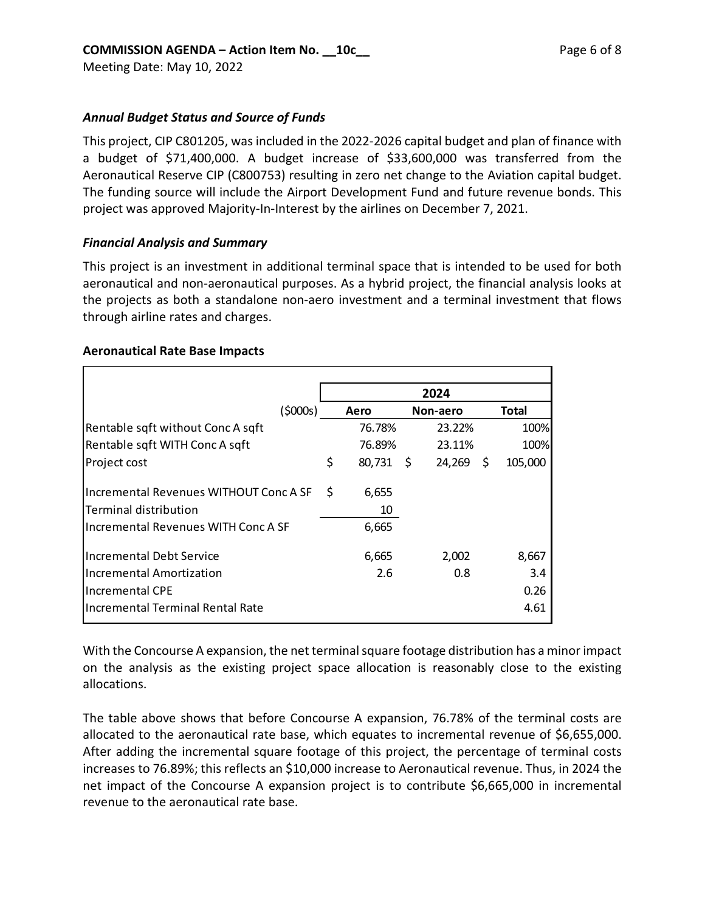***Annual Budget Status and Source of Funds***

This project, CIP C801205, was included in the 2022-2026 capital budget and plan of finance with a budget of $71,400,000. A budget increase of $33,600,000 was transferred from the Aeronautical Reserve CIP (C800753) resulting in zero net change to the Aviation capital budget. The funding source will include the Airport Development Fund and future revenue bonds. This project was approved Majority-In-Interest by the airlines on December 7, 2021.

***Financial Analysis and Summary***

This project is an investment in additional terminal space that is intended to be used for both aeronautical and non-aeronautical purposes. As a hybrid project, the financial analysis looks at the projects as both a standalone non-aero investment and a terminal investment that flows through airline rates and charges.

**Aeronautical Rate Base Impacts**

| | 2024 | | |
|---|---|---|---|
| ($000s) | Aero | Non-aero | Total |
| Rentable sqft without Conc A sqft | 76.78% | 23.22% | 100% |
| Rentable sqft WITH Conc A sqft | 76.89% | 23.11% | 100% |
| Project cost | $ 80,731 | $ 24,269 | $ 105,000 |
| Incremental Revenues WITHOUT Conc A SF | $ 6,655 | | |
| Terminal distribution | 10 | | |
| Incremental Revenues WITH Conc A SF | 6,665 | | |
| Incremental Debt Service | 6,665 | 2,002 | 8,667 |
| Incremental Amortization | 2.6 | 0.8 | 3.4 |
| Incremental CPE | | | 0.26 |
| Incremental Terminal Rental Rate | | | 4.61 |

With the Concourse A expansion, the net terminal square footage distribution has a minor impact on the analysis as the existing project space allocation is reasonably close to the existing allocations.

The table above shows that before Concourse A expansion, 76.78% of the terminal costs are allocated to the aeronautical rate base, which equates to incremental revenue of $6,655,000. After adding the incremental square footage of this project, the percentage of terminal costs increases to 76.89%; this reflects an $10,000 increase to Aeronautical revenue. Thus, in 2024 the net impact of the Concourse A expansion project is to contribute $6,665,000 in incremental revenue to the aeronautical rate base.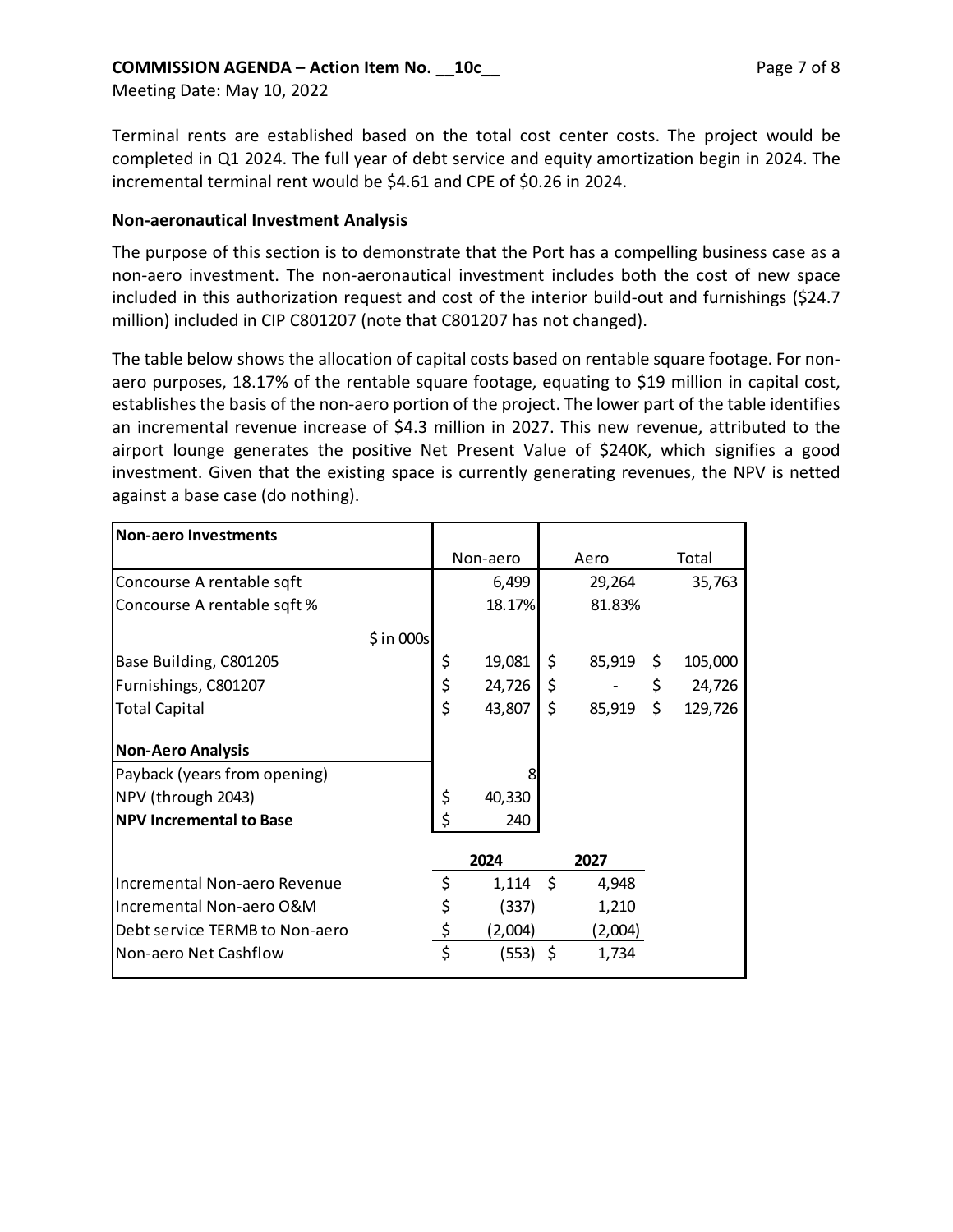Terminal rents are established based on the total cost center costs. The project would be completed in Q1 2024. The full year of debt service and equity amortization begin in 2024. The incremental terminal rent would be $4.61 and CPE of $0.26 in 2024.

### Non-aeronautical Investment Analysis

The purpose of this section is to demonstrate that the Port has a compelling business case as a non-aero investment. The non-aeronautical investment includes both the cost of new space included in this authorization request and cost of the interior build-out and furnishings ($24.7 million) included in CIP C801207 (note that C801207 has not changed).

The table below shows the allocation of capital costs based on rentable square footage. For non-aero purposes, 18.17% of the rentable square footage, equating to $19 million in capital cost, establishes the basis of the non-aero portion of the project. The lower part of the table identifies an incremental revenue increase of $4.3 million in 2027. This new revenue, attributed to the airport lounge generates the positive Net Present Value of $240K, which signifies a good investment. Given that the existing space is currently generating revenues, the NPV is netted against a base case (do nothing).

| **Non-aero Investments** | Non-aero | Aero | Total |
|---|---|---|---|
| Concourse A rentable sqft | 6,499 | 29,264 | 35,763 |
| Concourse A rentable sqft % | 18.17% | 81.83% | |
| $ in 000s | | | |
| Base Building, C801205 | $ 19,081 | $ 85,919 | $ 105,000 |
| Furnishings, C801207 | $ 24,726 | $ - | $ 24,726 |
| Total Capital | $ 43,807 | $ 85,919 | $ 129,726 |
| **Non-Aero Analysis** | | | |
| Payback (years from opening) | 8 | | |
| NPV (through 2043) | $ 40,330 | | |
| **NPV Incremental to Base** | $ 240 | | |

| | **2024** | **2027** |
|---|---|---|
| Incremental Non-aero Revenue | $ 1,114 | $ 4,948 |
| Incremental Non-aero O&M | $ (337) | 1,210 |
| Debt service TERMB to Non-aero | $ (2,004) | (2,004) |
| Non-aero Net Cashflow | $ (553) | $ 1,734 |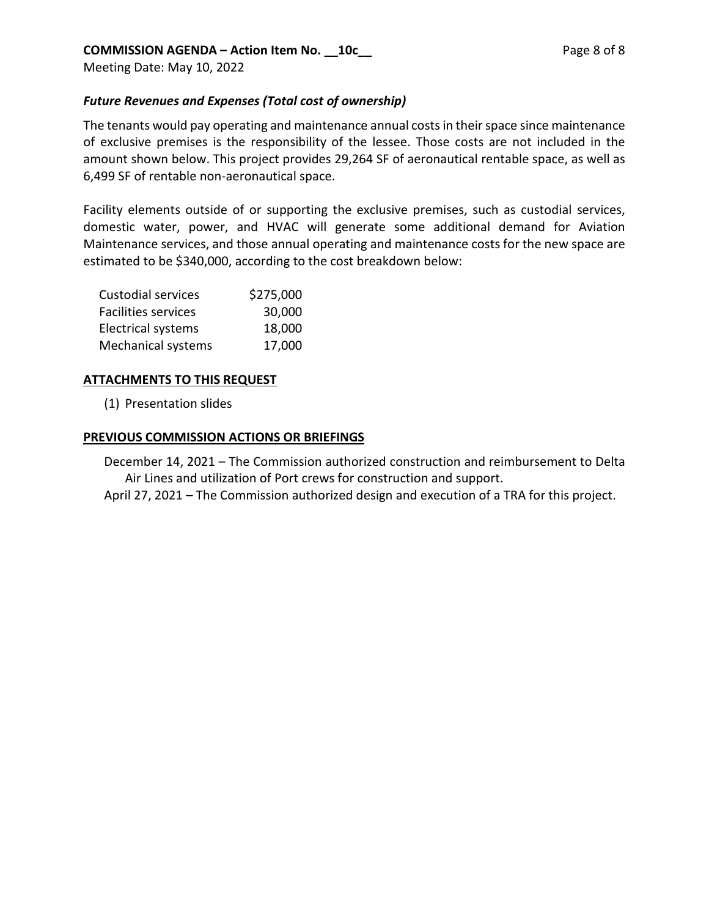### *Future Revenues and Expenses (Total cost of ownership)*

The tenants would pay operating and maintenance annual costs in their space since maintenance of exclusive premises is the responsibility of the lessee. Those costs are not included in the amount shown below. This project provides 29,264 SF of aeronautical rentable space, as well as 6,499 SF of rentable non-aeronautical space.

Facility elements outside of or supporting the exclusive premises, such as custodial services, domestic water, power, and HVAC will generate some additional demand for Aviation Maintenance services, and those annual operating and maintenance costs for the new space are estimated to be $340,000, according to the cost breakdown below:

| | |
|---|---|
| Custodial services | $275,000 |
| Facilities services | 30,000 |
| Electrical systems | 18,000 |
| Mechanical systems | 17,000 |

## ATTACHMENTS TO THIS REQUEST

(1) Presentation slides

## PREVIOUS COMMISSION ACTIONS OR BRIEFINGS

December 14, 2021 – The Commission authorized construction and reimbursement to Delta Air Lines and utilization of Port crews for construction and support.

April 27, 2021 – The Commission authorized design and execution of a TRA for this project.